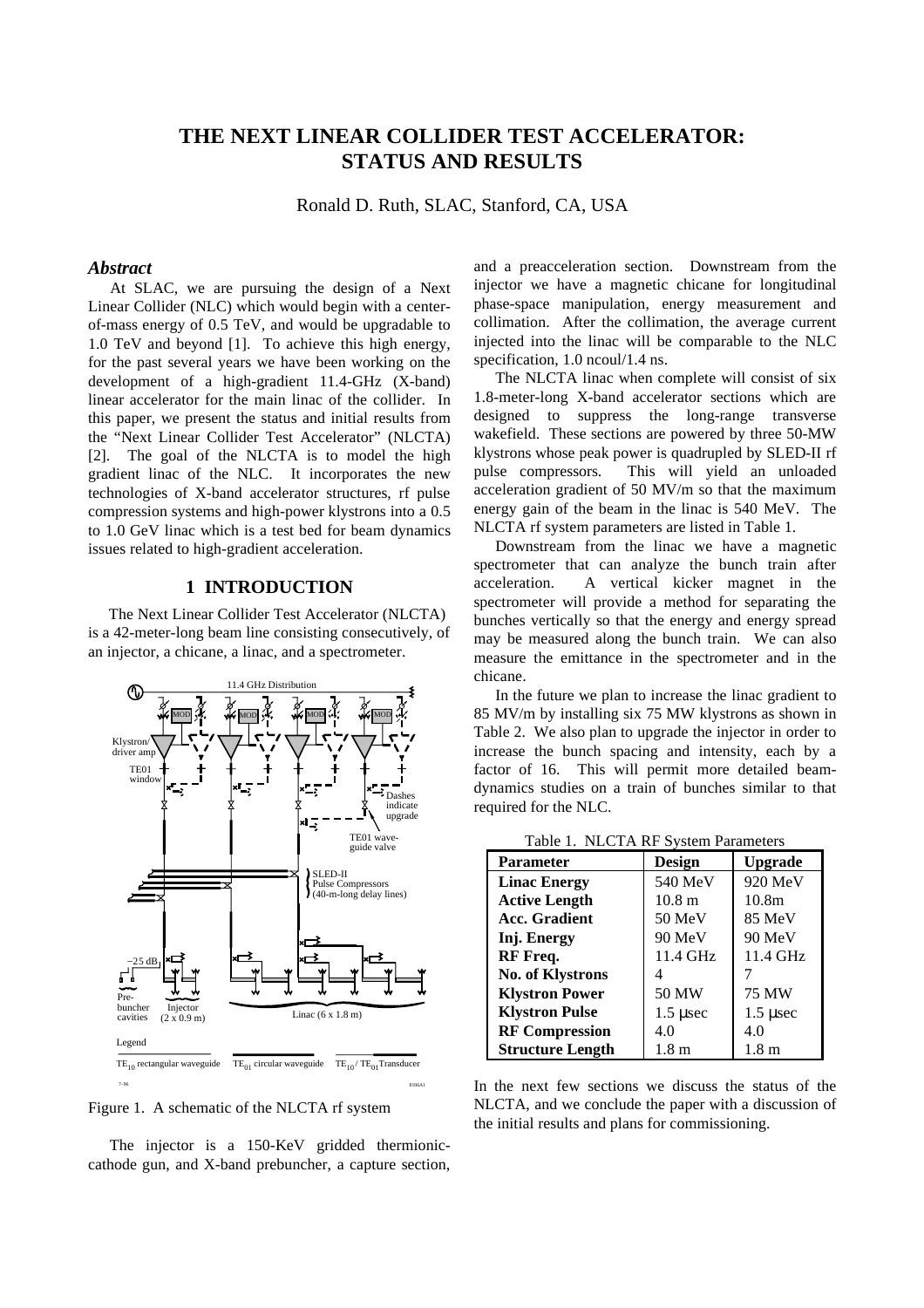# THE NEXT LINEAR COLLIDER TEST ACCELERATOR: STATUS AND RESULTS

Ronald D. Ruth, SLAC, Stanford, CA, USA

### *Abstract*

At SLAC, we are pursuing the design of a Next Linear Collider (NLC) which would begin with a center-of-mass energy of 0.5 TeV, and would be upgradable to 1.0 TeV and beyond [1]. To achieve this high energy, for the past several years we have been working on the development of a high-gradient 11.4-GHz (X-band) linear accelerator for the main linac of the collider. In this paper, we present the status and initial results from the "Next Linear Collider Test Accelerator" (NLCTA) [2]. The goal of the NLCTA is to model the high gradient linac of the NLC. It incorporates the new technologies of X-band accelerator structures, rf pulse compression systems and high-power klystrons into a 0.5 to 1.0 GeV linac which is a test bed for beam dynamics issues related to high-gradient acceleration.

## 1 INTRODUCTION

The Next Linear Collider Test Accelerator (NLCTA) is a 42-meter-long beam line consisting consecutively, of an injector, a chicane, a linac, and a spectrometer.

Figure 1. A schematic of the NLCTA rf system

The injector is a 150-KeV gridded thermionic-cathode gun, and X-band prebuncher, a capture section, and a preacceleration section. Downstream from the injector we have a magnetic chicane for longitudinal phase-space manipulation, energy measurement and collimation. After the collimation, the average current injected into the linac will be comparable to the NLC specification, 1.0 ncoul/1.4 ns.

The NLCTA linac when complete will consist of six 1.8-meter-long X-band accelerator sections which are designed to suppress the long-range transverse wakefield. These sections are powered by three 50-MW klystrons whose peak power is quadrupled by SLED-II rf pulse compressors. This will yield an unloaded acceleration gradient of 50 MV/m so that the maximum energy gain of the beam in the linac is 540 MeV. The NLCTA rf system parameters are listed in Table 1.

Downstream from the linac we have a magnetic spectrometer that can analyze the bunch train after acceleration. A vertical kicker magnet in the spectrometer will provide a method for separating the bunches vertically so that the energy and energy spread may be measured along the bunch train. We can also measure the emittance in the spectrometer and in the chicane.

In the future we plan to increase the linac gradient to 85 MV/m by installing six 75 MW klystrons as shown in Table 2. We also plan to upgrade the injector in order to increase the bunch spacing and intensity, each by a factor of 16. This will permit more detailed beam-dynamics studies on a train of bunches similar to that required for the NLC.

Table 1. NLCTA RF System Parameters

| Parameter | Design | Upgrade |
|---|---|---|
| **Linac Energy** | 540 MeV | 920 MeV |
| **Active Length** | 10.8 m | 10.8m |
| **Acc. Gradient** | 50 MeV | 85 MeV |
| **Inj. Energy** | 90 MeV | 90 MeV |
| **RF Freq.** | 11.4 GHz | 11.4 GHz |
| **No. of Klystrons** | 4 | 7 |
| **Klystron Power** | 50 MW | 75 MW |
| **Klystron Pulse** | 1.5 μsec | 1.5 μsec |
| **RF Compression** | 4.0 | 4.0 |
| **Structure Length** | 1.8 m | 1.8 m |

In the next few sections we discuss the status of the NLCTA, and we conclude the paper with a discussion of the initial results and plans for commissioning.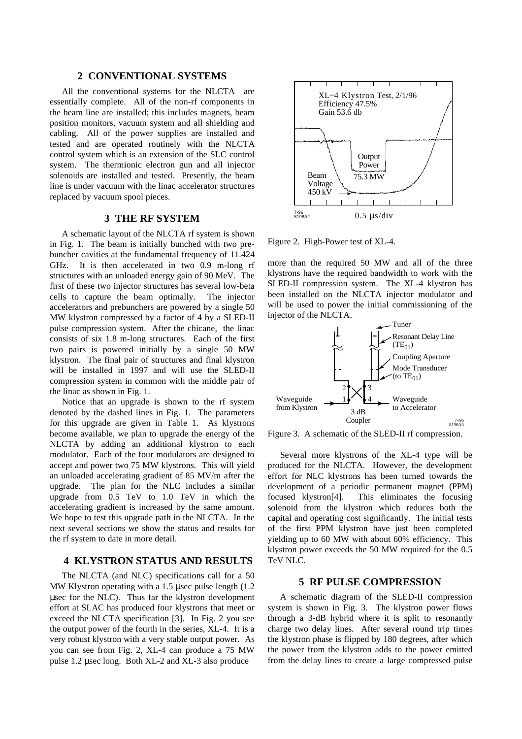## 2 CONVENTIONAL SYSTEMS

All the conventional systems for the NLCTA are essentially complete. All of the non-rf components in the beam line are installed; this includes magnets, beam position monitors, vacuum system and all shielding and cabling. All of the power supplies are installed and tested and are operated routinely with the NLCTA control system which is an extension of the SLC control system. The thermionic electron gun and all injector solenoids are installed and tested. Presently, the beam line is under vacuum with the linac accelerator structures replaced by vacuum spool pieces.

## 3 THE RF SYSTEM

A schematic layout of the NLCTA rf system is shown in Fig. 1. The beam is initially bunched with two pre-buncher cavities at the fundamental frequency of 11.424 GHz. It is then accelerated in two 0.9 m-long rf structures with an unloaded energy gain of 90 MeV. The first of these two injector structures has several low-beta cells to capture the beam optimally. The injector accelerators and prebunchers are powered by a single 50 MW klystron compressed by a factor of 4 by a SLED-II pulse compression system. After the chicane, the linac consists of six 1.8 m-long structures. Each of the first two pairs is powered initially by a single 50 MW klystron. The final pair of structures and final klystron will be installed in 1997 and will use the SLED-II compression system in common with the middle pair of the linac as shown in Fig. 1.

Notice that an upgrade is shown to the rf system denoted by the dashed lines in Fig. 1. The parameters for this upgrade are given in Table 1. As klystrons become available, we plan to upgrade the energy of the NLCTA by adding an additional klystron to each modulator. Each of the four modulators are designed to accept and power two 75 MW klystrons. This will yield an unloaded accelerating gradient of 85 MV/m after the upgrade. The plan for the NLC includes a similar upgrade from 0.5 TeV to 1.0 TeV in which the accelerating gradient is increased by the same amount. We hope to test this upgrade path in the NLCTA. In the next several sections we show the status and results for the rf system to date in more detail.

## 4 KLYSTRON STATUS AND RESULTS

The NLCTA (and NLC) specifications call for a 50 MW Klystron operating with a 1.5 μsec pulse length (1.2 μsec for the NLC). Thus far the klystron development effort at SLAC has produced four klystrons that meet or exceed the NLCTA specification [3]. In Fig. 2 you see the output power of the fourth in the series, XL-4. It is a very robust klystron with a very stable output power. As you can see from Fig. 2, XL-4 can produce a 75 MW pulse 1.2 μsec long. Both XL-2 and XL-3 also produce more than the required 50 MW and all of the three klystrons have the required bandwidth to work with the SLED-II compression system. The XL-4 klystron has been installed on the NLCTA injector modulator and will be used to power the initial commissioning of the injector of the NLCTA.

Figure 2. High-Power test of XL-4.

Figure 3. A schematic of the SLED-II rf compression.

Several more klystrons of the XL-4 type will be produced for the NLCTA. However, the development effort for NLC klystrons has been turned towards the development of a periodic permanent magnet (PPM) focused klystron[4]. This eliminates the focusing solenoid from the klystron which reduces both the capital and operating cost significantly. The initial tests of the first PPM klystron have just been completed yielding up to 60 MW with about 60% efficiency. This klystron power exceeds the 50 MW required for the 0.5 TeV NLC.

## 5 RF PULSE COMPRESSION

A schematic diagram of the SLED-II compression system is shown in Fig. 3. The klystron power flows through a 3-dB hybrid where it is split to resonantly charge two delay lines. After several round trip times the klystron phase is flipped by 180 degrees, after which the power from the klystron adds to the power emitted from the delay lines to create a large compressed pulse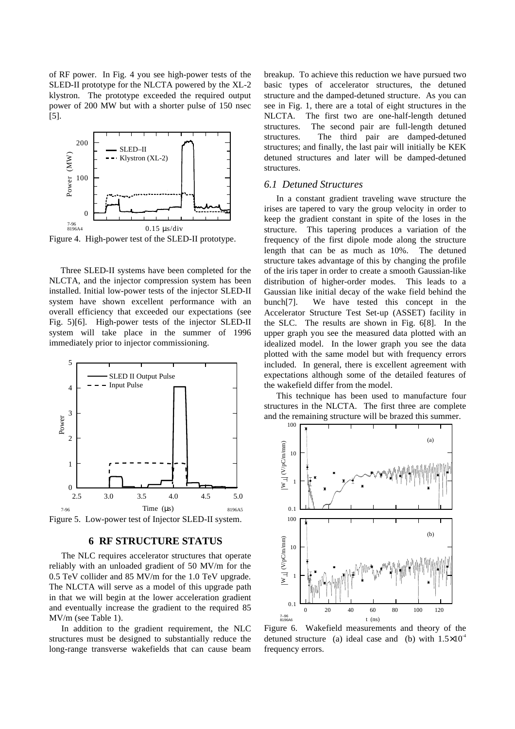of RF power. In Fig. 4 you see high-power tests of the SLED-II prototype for the NLCTA powered by the XL-2 klystron. The prototype exceeded the required output power of 200 MW but with a shorter pulse of 150 nsec [5].

Figure 4. High-power test of the SLED-II prototype.

Three SLED-II systems have been completed for the NLCTA, and the injector compression system has been installed. Initial low-power tests of the injector SLED-II system have shown excellent performance with an overall efficiency that exceeded our expectations (see Fig. 5)[6]. High-power tests of the injector SLED-II system will take place in the summer of 1996 immediately prior to injector commissioning.

Figure 5. Low-power test of Injector SLED-II system.

## 6 RF STRUCTURE STATUS

The NLC requires accelerator structures that operate reliably with an unloaded gradient of 50 MV/m for the 0.5 TeV collider and 85 MV/m for the 1.0 TeV upgrade. The NLCTA will serve as a model of this upgrade path in that we will begin at the lower acceleration gradient and eventually increase the gradient to the required 85 MV/m (see Table 1).

In addition to the gradient requirement, the NLC structures must be designed to substantially reduce the long-range transverse wakefields that can cause beam breakup. To achieve this reduction we have pursued two basic types of accelerator structures, the detuned structure and the damped-detuned structure. As you can see in Fig. 1, there are a total of eight structures in the NLCTA. The first two are one-half-length detuned structures. The second pair are full-length detuned structures. The third pair are damped-detuned structures; and finally, the last pair will initially be KEK detuned structures and later will be damped-detuned structures.

### *6.1 Detuned Structures*

In a constant gradient traveling wave structure the irises are tapered to vary the group velocity in order to keep the gradient constant in spite of the loses in the structure. This tapering produces a variation of the frequency of the first dipole mode along the structure length that can be as much as 10%. The detuned structure takes advantage of this by changing the profile of the iris taper in order to create a smooth Gaussian-like distribution of higher-order modes. This leads to a Gaussian like initial decay of the wake field behind the bunch[7]. We have tested this concept in the Accelerator Structure Test Set-up (ASSET) facility in the SLC. The results are shown in Fig. 6[8]. In the upper graph you see the measured data plotted with an idealized model. In the lower graph you see the data plotted with the same model but with frequency errors included. In general, there is excellent agreement with expectations although some of the detailed features of the wakefield differ from the model.

This technique has been used to manufacture four structures in the NLCTA. The first three are complete and the remaining structure will be brazed this summer.

Figure 6. Wakefield measurements and theory of the detuned structure (a) ideal case and (b) with $1.5\times10^{-4}$ frequency errors.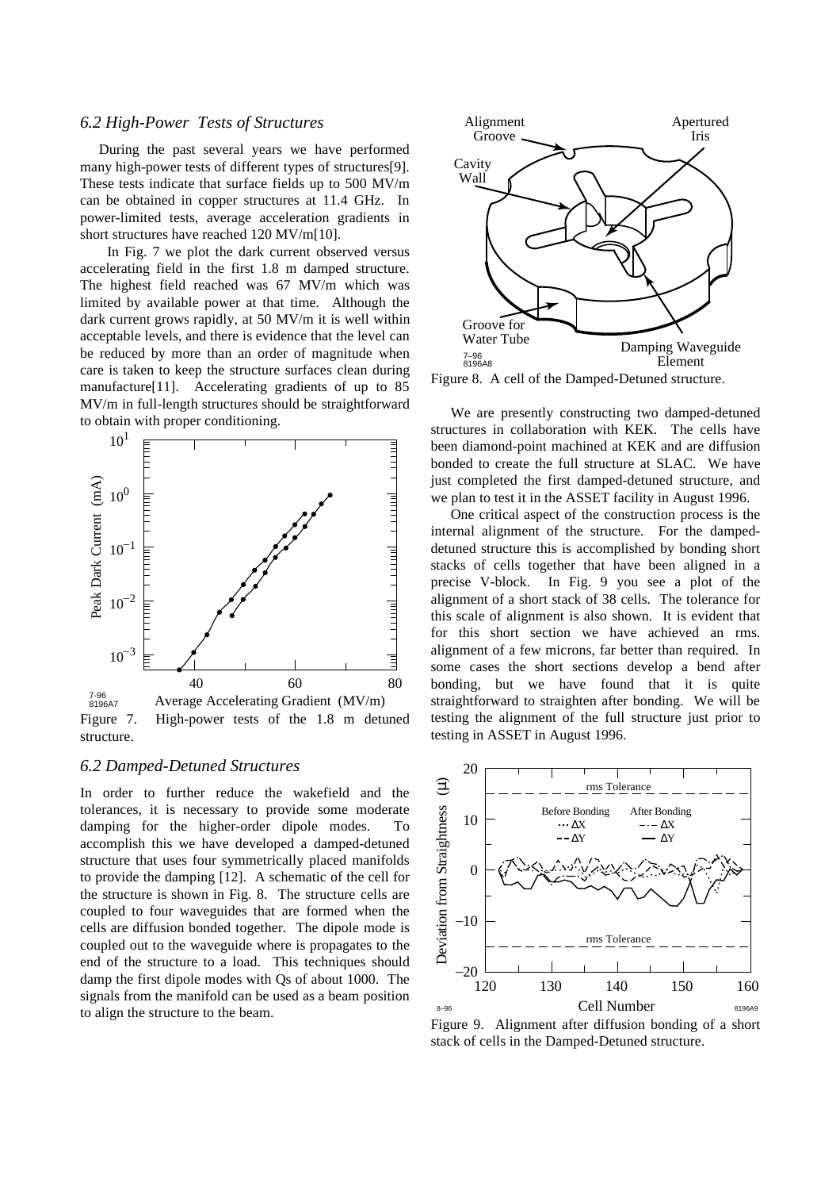### 6.2 High-Power Tests of Structures

During the past several years we have performed many high-power tests of different types of structures[9]. These tests indicate that surface fields up to 500 MV/m can be obtained in copper structures at 11.4 GHz. In power-limited tests, average acceleration gradients in short structures have reached 120 MV/m[10].

In Fig. 7 we plot the dark current observed versus accelerating field in the first 1.8 m damped structure. The highest field reached was 67 MV/m which was limited by available power at that time. Although the dark current grows rapidly, at 50 MV/m it is well within acceptable levels, and there is evidence that the level can be reduced by more than an order of magnitude when care is taken to keep the structure surfaces clean during manufacture[11]. Accelerating gradients of up to 85 MV/m in full-length structures should be straightforward to obtain with proper conditioning.

Figure 7. High-power tests of the 1.8 m detuned structure.

### 6.2 Damped-Detuned Structures

In order to further reduce the wakefield and the tolerances, it is necessary to provide some moderate damping for the higher-order dipole modes. To accomplish this we have developed a damped-detuned structure that uses four symmetrically placed manifolds to provide the damping [12]. A schematic of the cell for the structure is shown in Fig. 8. The structure cells are coupled to four waveguides that are formed when the cells are diffusion bonded together. The dipole mode is coupled out to the waveguide where is propagates to the end of the structure to a load. This techniques should damp the first dipole modes with Qs of about 1000. The signals from the manifold can be used as a beam position to align the structure to the beam.

Figure 8. A cell of the Damped-Detuned structure.

We are presently constructing two damped-detuned structures in collaboration with KEK. The cells have been diamond-point machined at KEK and are diffusion bonded to create the full structure at SLAC. We have just completed the first damped-detuned structure, and we plan to test it in the ASSET facility in August 1996.

One critical aspect of the construction process is the internal alignment of the structure. For the damped-detuned structure this is accomplished by bonding short stacks of cells together that have been aligned in a precise V-block. In Fig. 9 you see a plot of the alignment of a short stack of 38 cells. The tolerance for this scale of alignment is also shown. It is evident that for this short section we have achieved an rms. alignment of a few microns, far better than required. In some cases the short sections develop a bend after bonding, but we have found that it is quite straightforward to straighten after bonding. We will be testing the alignment of the full structure just prior to testing in ASSET in August 1996.

Figure 9. Alignment after diffusion bonding of a short stack of cells in the Damped-Detuned structure.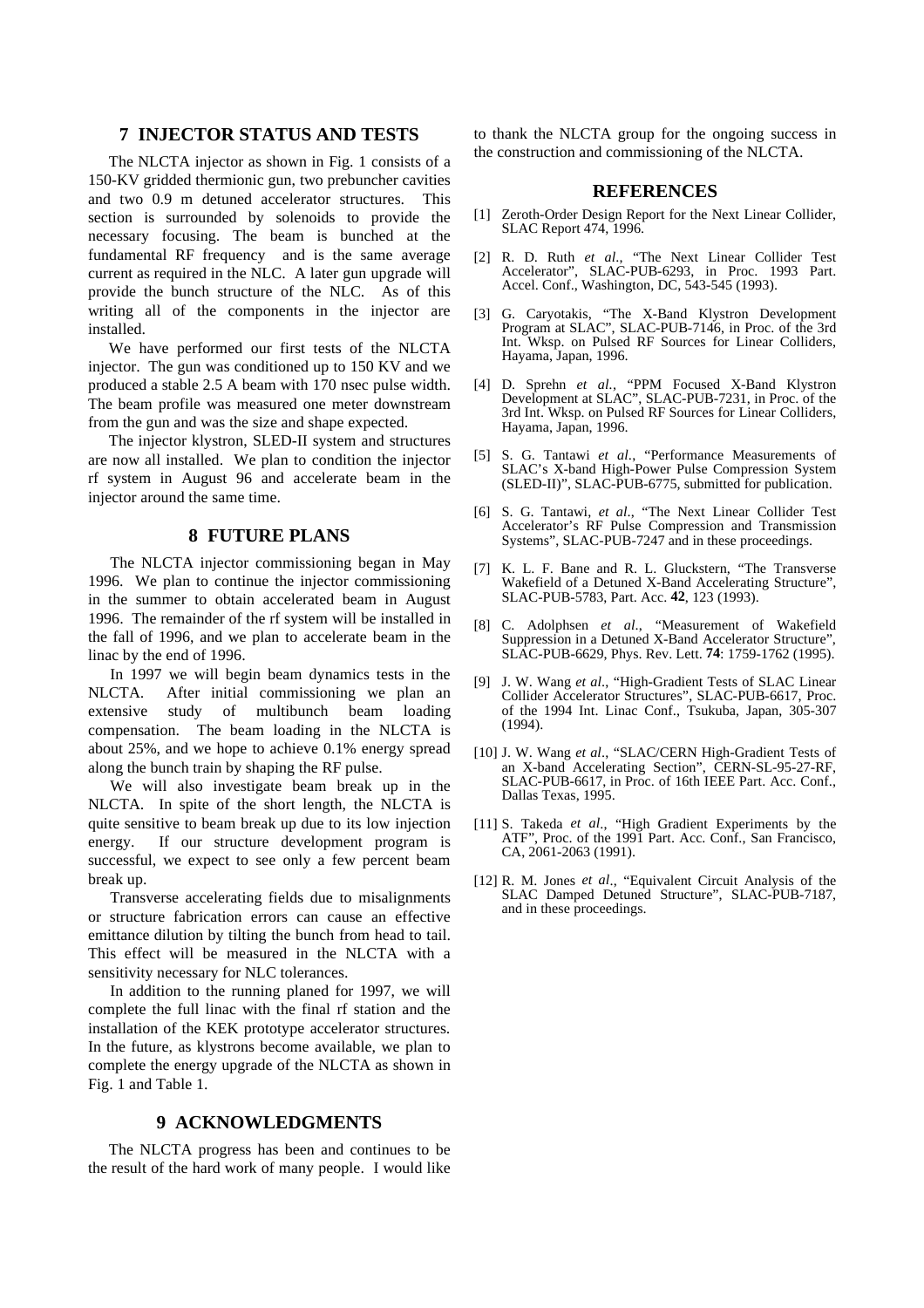## 7 INJECTOR STATUS AND TESTS

The NLCTA injector as shown in Fig. 1 consists of a 150-KV gridded thermionic gun, two prebuncher cavities and two 0.9 m detuned accelerator structures. This section is surrounded by solenoids to provide the necessary focusing. The beam is bunched at the fundamental RF frequency and is the same average current as required in the NLC. A later gun upgrade will provide the bunch structure of the NLC. As of this writing all of the components in the injector are installed.

We have performed our first tests of the NLCTA injector. The gun was conditioned up to 150 KV and we produced a stable 2.5 A beam with 170 nsec pulse width. The beam profile was measured one meter downstream from the gun and was the size and shape expected.

The injector klystron, SLED-II system and structures are now all installed. We plan to condition the injector rf system in August 96 and accelerate beam in the injector around the same time.

## 8 FUTURE PLANS

The NLCTA injector commissioning began in May 1996. We plan to continue the injector commissioning in the summer to obtain accelerated beam in August 1996. The remainder of the rf system will be installed in the fall of 1996, and we plan to accelerate beam in the linac by the end of 1996.

In 1997 we will begin beam dynamics tests in the NLCTA. After initial commissioning we plan an extensive study of multibunch beam loading compensation. The beam loading in the NLCTA is about 25%, and we hope to achieve 0.1% energy spread along the bunch train by shaping the RF pulse.

We will also investigate beam break up in the NLCTA. In spite of the short length, the NLCTA is quite sensitive to beam break up due to its low injection energy. If our structure development program is successful, we expect to see only a few percent beam break up.

Transverse accelerating fields due to misalignments or structure fabrication errors can cause an effective emittance dilution by tilting the bunch from head to tail. This effect will be measured in the NLCTA with a sensitivity necessary for NLC tolerances.

In addition to the running planed for 1997, we will complete the full linac with the final rf station and the installation of the KEK prototype accelerator structures. In the future, as klystrons become available, we plan to complete the energy upgrade of the NLCTA as shown in Fig. 1 and Table 1.

## 9 ACKNOWLEDGMENTS

The NLCTA progress has been and continues to be the result of the hard work of many people. I would like to thank the NLCTA group for the ongoing success in the construction and commissioning of the NLCTA.

## REFERENCES

[1] Zeroth-Order Design Report for the Next Linear Collider, SLAC Report 474, 1996.

[2] R. D. Ruth *et al*., "The Next Linear Collider Test Accelerator", SLAC-PUB-6293, in Proc. 1993 Part. Accel. Conf., Washington, DC, 543-545 (1993).

[3] G. Caryotakis, "The X-Band Klystron Development Program at SLAC", SLAC-PUB-7146, in Proc. of the 3rd Int. Wksp. on Pulsed RF Sources for Linear Colliders, Hayama, Japan, 1996.

[4] D. Sprehn *et al.*, "PPM Focused X-Band Klystron Development at SLAC", SLAC-PUB-7231, in Proc. of the 3rd Int. Wksp. on Pulsed RF Sources for Linear Colliders, Hayama, Japan, 1996.

[5] S. G. Tantawi *et al.*, "Performance Measurements of SLAC's X-band High-Power Pulse Compression System (SLED-II)", SLAC-PUB-6775, submitted for publication.

[6] S. G. Tantawi, *et al.*, "The Next Linear Collider Test Accelerator's RF Pulse Compression and Transmission Systems", SLAC-PUB-7247 and in these proceedings.

[7] K. L. F. Bane and R. L. Gluckstern, "The Transverse Wakefield of a Detuned X-Band Accelerating Structure", SLAC-PUB-5783, Part. Acc. **42**, 123 (1993).

[8] C. Adolphsen *et al.*, "Measurement of Wakefield Suppression in a Detuned X-Band Accelerator Structure", SLAC-PUB-6629, Phys. Rev. Lett. **74**: 1759-1762 (1995).

[9] J. W. Wang *et al*., "High-Gradient Tests of SLAC Linear Collider Accelerator Structures", SLAC-PUB-6617, Proc. of the 1994 Int. Linac Conf., Tsukuba, Japan, 305-307 (1994).

[10] J. W. Wang *et al*., "SLAC/CERN High-Gradient Tests of an X-band Accelerating Section", CERN-SL-95-27-RF, SLAC-PUB-6617, in Proc. of 16th IEEE Part. Acc. Conf., Dallas Texas, 1995.

[11] S. Takeda *et al*., "High Gradient Experiments by the ATF", Proc. of the 1991 Part. Acc. Conf., San Francisco, CA, 2061-2063 (1991).

[12] R. M. Jones *et al*., "Equivalent Circuit Analysis of the SLAC Damped Detuned Structure", SLAC-PUB-7187, and in these proceedings.